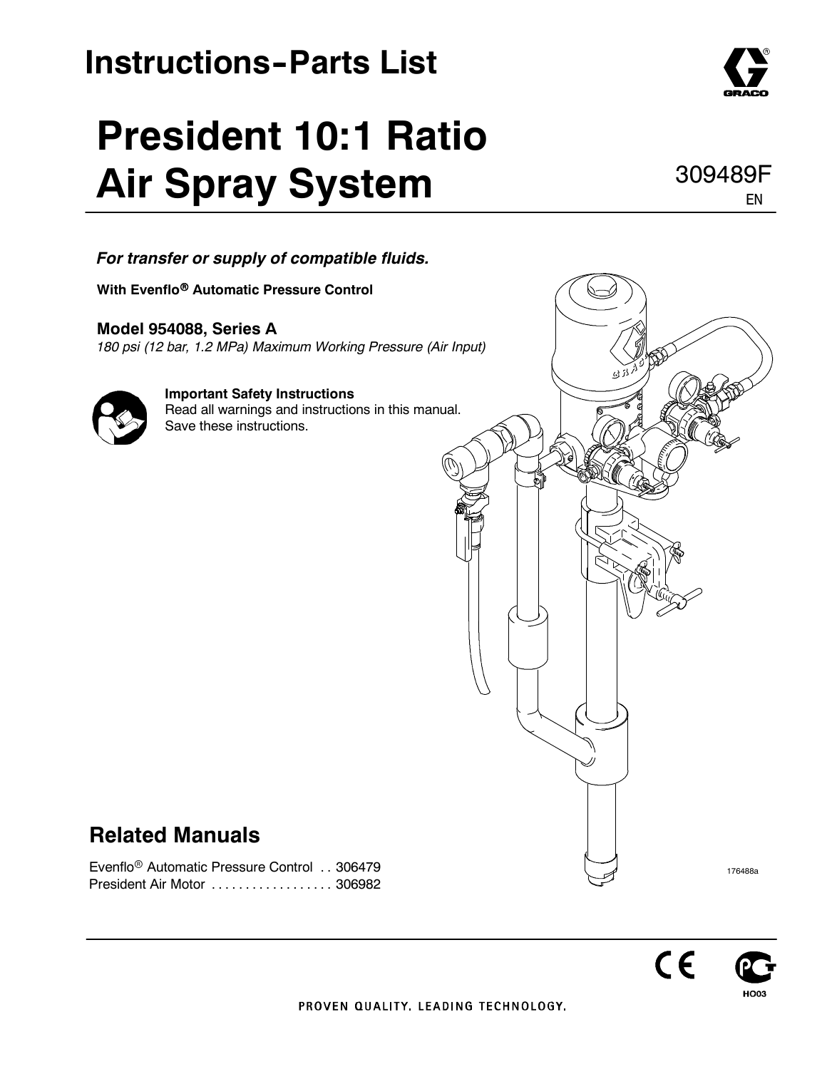# Instructions-Parts List

# President 10:1 Ratio Air Spray System

309489F
EN

***For transfer or supply of compatible fluids.***

**With Evenflo® Automatic Pressure Control**

**Model 954088, Series A**
*180 psi (12 bar, 1.2 MPa) Maximum Working Pressure (Air Input)*

**Important Safety Instructions**
Read all warnings and instructions in this manual. Save these instructions.

176488a

## Related Manuals

Evenflo® Automatic Pressure Control . . 306479
President Air Motor . . . . . . . . . . . . . . . . . . 306982

PROVEN QUALITY. LEADING TECHNOLOGY.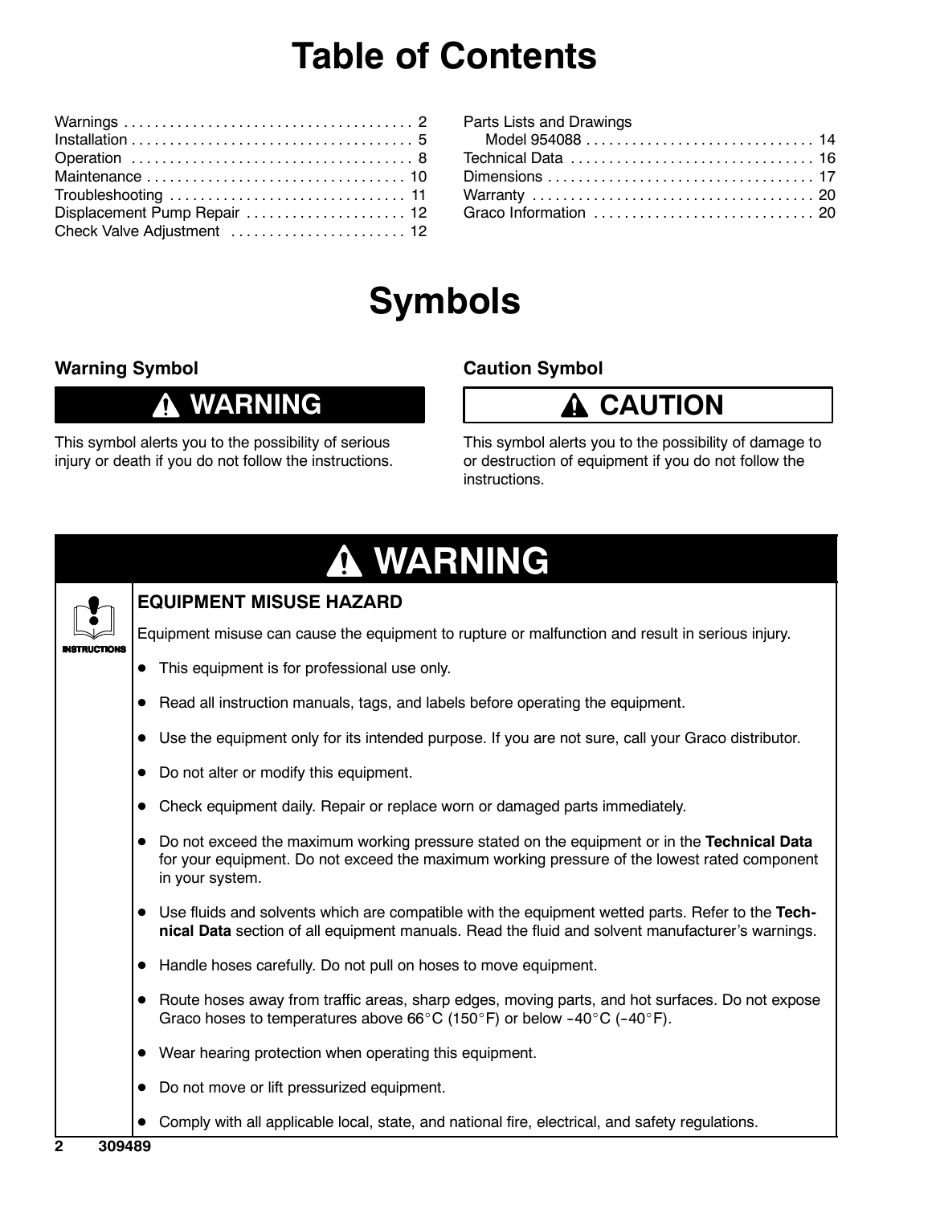# Table of Contents

Warnings . . . . . . . . . . . . . . . . . . . . . . . . . . . . . . . . . . . . . 2
Installation . . . . . . . . . . . . . . . . . . . . . . . . . . . . . . . . . . . . 5
Operation . . . . . . . . . . . . . . . . . . . . . . . . . . . . . . . . . . . . 8
Maintenance . . . . . . . . . . . . . . . . . . . . . . . . . . . . . . . . . 10
Troubleshooting . . . . . . . . . . . . . . . . . . . . . . . . . . . . . . 11
Displacement Pump Repair . . . . . . . . . . . . . . . . . . . . 12
Check Valve Adjustment . . . . . . . . . . . . . . . . . . . . . . 12
Parts Lists and Drawings
Model 954088 . . . . . . . . . . . . . . . . . . . . . . . . . . . . . 14
Technical Data . . . . . . . . . . . . . . . . . . . . . . . . . . . . . . . 16
Dimensions . . . . . . . . . . . . . . . . . . . . . . . . . . . . . . . . . 17
Warranty . . . . . . . . . . . . . . . . . . . . . . . . . . . . . . . . . . . 20
Graco Information . . . . . . . . . . . . . . . . . . . . . . . . . . . 20

# Symbols

## Warning Symbol

**WARNING**

This symbol alerts you to the possibility of serious injury or death if you do not follow the instructions.

## Caution Symbol

**CAUTION**

This symbol alerts you to the possibility of damage to or destruction of equipment if you do not follow the instructions.

# WARNING

INSTRUCTIONS

### EQUIPMENT MISUSE HAZARD

Equipment misuse can cause the equipment to rupture or malfunction and result in serious injury.

- This equipment is for professional use only.
- Read all instruction manuals, tags, and labels before operating the equipment.
- Use the equipment only for its intended purpose. If you are not sure, call your Graco distributor.
- Do not alter or modify this equipment.
- Check equipment daily. Repair or replace worn or damaged parts immediately.
- Do not exceed the maximum working pressure stated on the equipment or in the **Technical Data** for your equipment. Do not exceed the maximum working pressure of the lowest rated component in your system.
- Use fluids and solvents which are compatible with the equipment wetted parts. Refer to the **Technical Data** section of all equipment manuals. Read the fluid and solvent manufacturer's warnings.
- Handle hoses carefully. Do not pull on hoses to move equipment.
- Route hoses away from traffic areas, sharp edges, moving parts, and hot surfaces. Do not expose Graco hoses to temperatures above 66°C (150°F) or below –40°C (–40°F).
- Wear hearing protection when operating this equipment.
- Do not move or lift pressurized equipment.
- Comply with all applicable local, state, and national fire, electrical, and safety regulations.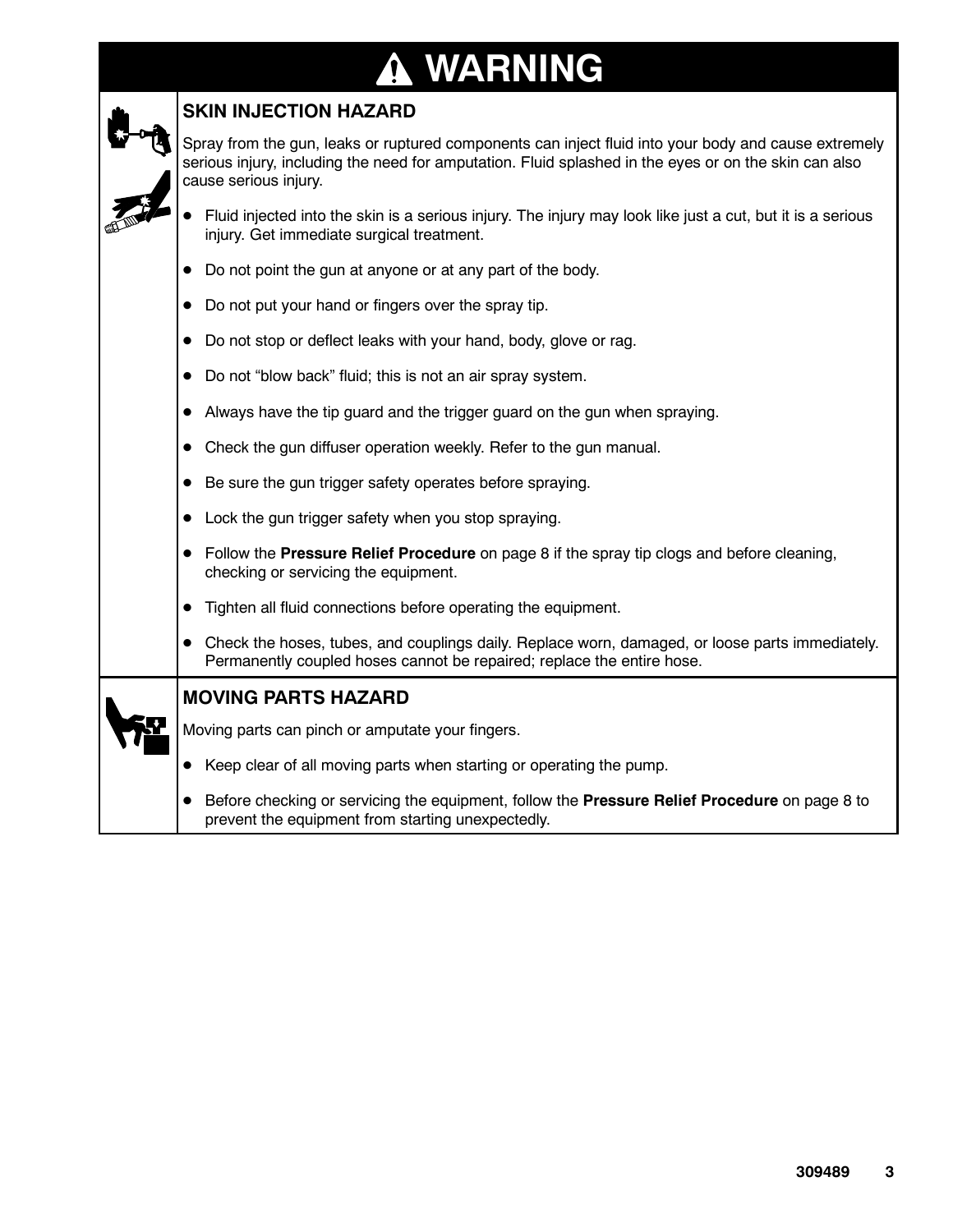# ⚠ WARNING

## SKIN INJECTION HAZARD

Spray from the gun, leaks or ruptured components can inject fluid into your body and cause extremely serious injury, including the need for amputation. Fluid splashed in the eyes or on the skin can also cause serious injury.

- Fluid injected into the skin is a serious injury. The injury may look like just a cut, but it is a serious injury. Get immediate surgical treatment.
- Do not point the gun at anyone or at any part of the body.
- Do not put your hand or fingers over the spray tip.
- Do not stop or deflect leaks with your hand, body, glove or rag.
- Do not "blow back" fluid; this is not an air spray system.
- Always have the tip guard and the trigger guard on the gun when spraying.
- Check the gun diffuser operation weekly. Refer to the gun manual.
- Be sure the gun trigger safety operates before spraying.
- Lock the gun trigger safety when you stop spraying.
- Follow the **Pressure Relief Procedure** on page 8 if the spray tip clogs and before cleaning, checking or servicing the equipment.
- Tighten all fluid connections before operating the equipment.
- Check the hoses, tubes, and couplings daily. Replace worn, damaged, or loose parts immediately. Permanently coupled hoses cannot be repaired; replace the entire hose.

## MOVING PARTS HAZARD

Moving parts can pinch or amputate your fingers.

- Keep clear of all moving parts when starting or operating the pump.
- Before checking or servicing the equipment, follow the **Pressure Relief Procedure** on page 8 to prevent the equipment from starting unexpectedly.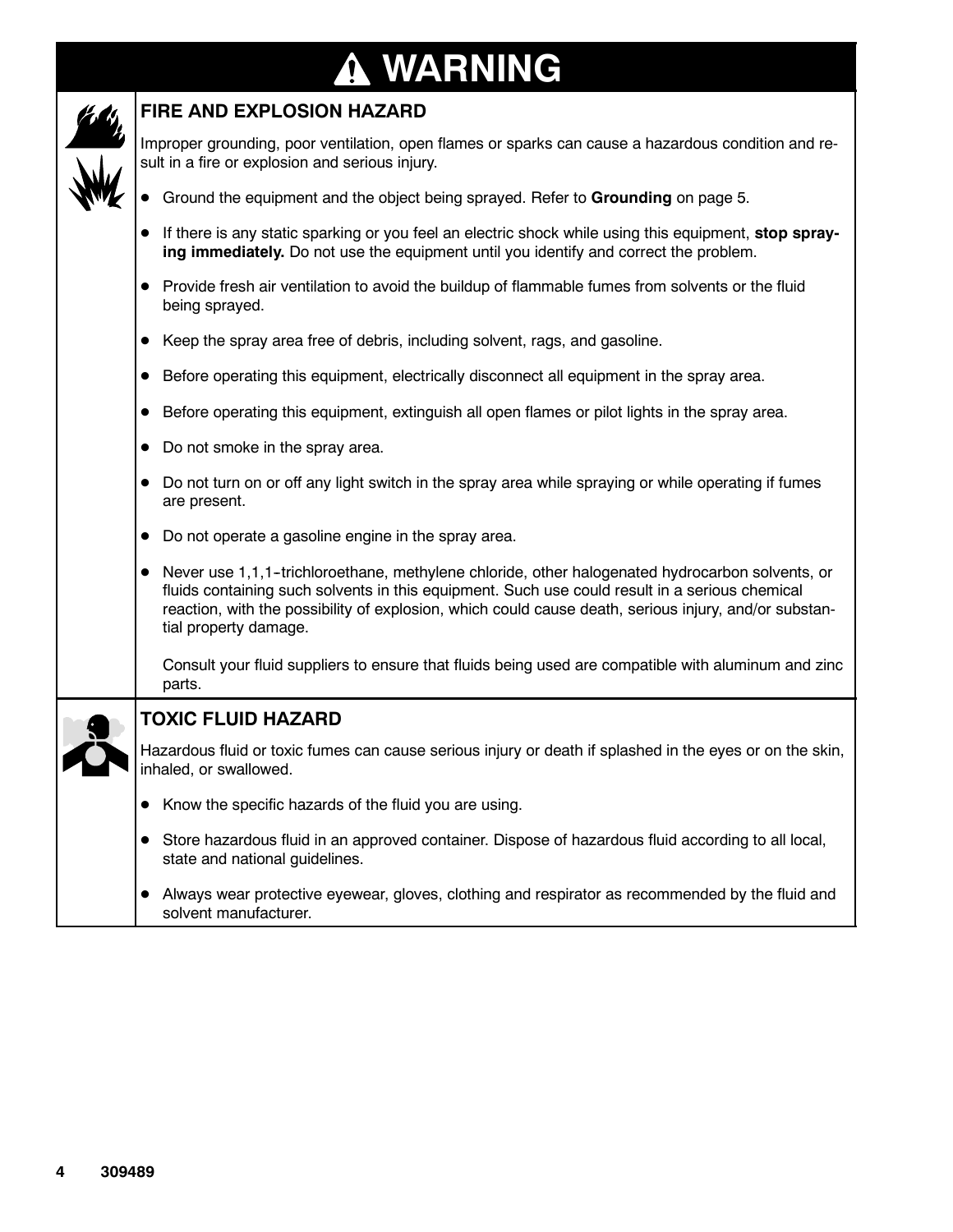# ⚠ WARNING

## FIRE AND EXPLOSION HAZARD

Improper grounding, poor ventilation, open flames or sparks can cause a hazardous condition and result in a fire or explosion and serious injury.

- Ground the equipment and the object being sprayed. Refer to **Grounding** on page 5.
- If there is any static sparking or you feel an electric shock while using this equipment, **stop spraying immediately.** Do not use the equipment until you identify and correct the problem.
- Provide fresh air ventilation to avoid the buildup of flammable fumes from solvents or the fluid being sprayed.
- Keep the spray area free of debris, including solvent, rags, and gasoline.
- Before operating this equipment, electrically disconnect all equipment in the spray area.
- Before operating this equipment, extinguish all open flames or pilot lights in the spray area.
- Do not smoke in the spray area.
- Do not turn on or off any light switch in the spray area while spraying or while operating if fumes are present.
- Do not operate a gasoline engine in the spray area.
- Never use 1,1,1–trichloroethane, methylene chloride, other halogenated hydrocarbon solvents, or fluids containing such solvents in this equipment. Such use could result in a serious chemical reaction, with the possibility of explosion, which could cause death, serious injury, and/or substantial property damage.

  Consult your fluid suppliers to ensure that fluids being used are compatible with aluminum and zinc parts.

## TOXIC FLUID HAZARD

Hazardous fluid or toxic fumes can cause serious injury or death if splashed in the eyes or on the skin, inhaled, or swallowed.

- Know the specific hazards of the fluid you are using.
- Store hazardous fluid in an approved container. Dispose of hazardous fluid according to all local, state and national guidelines.
- Always wear protective eyewear, gloves, clothing and respirator as recommended by the fluid and solvent manufacturer.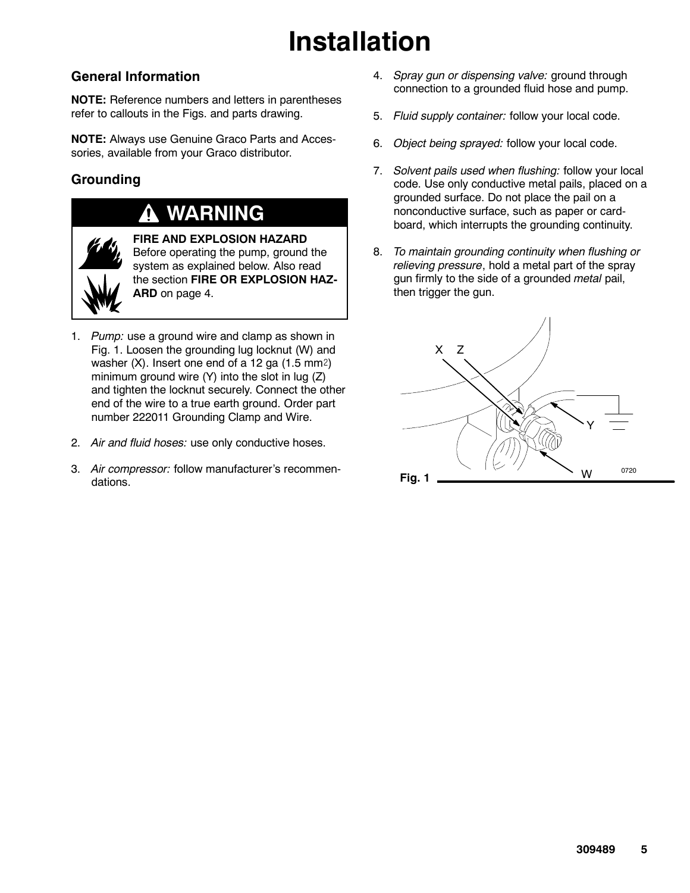# Installation

## General Information

**NOTE:** Reference numbers and letters in parentheses refer to callouts in the Figs. and parts drawing.

**NOTE:** Always use Genuine Graco Parts and Accessories, available from your Graco distributor.

## Grounding

**WARNING**

**FIRE AND EXPLOSION HAZARD**
Before operating the pump, ground the system as explained below. Also read the section **FIRE OR EXPLOSION HAZARD** on page 4.

1. *Pump:* use a ground wire and clamp as shown in Fig. 1. Loosen the grounding lug locknut (W) and washer (X). Insert one end of a 12 ga (1.5 $mm^2$) minimum ground wire (Y) into the slot in lug (Z) and tighten the locknut securely. Connect the other end of the wire to a true earth ground. Order part number 222011 Grounding Clamp and Wire.
2. *Air and fluid hoses:* use only conductive hoses.
3. *Air compressor:* follow manufacturer's recommendations.
4. *Spray gun or dispensing valve:* ground through connection to a grounded fluid hose and pump.
5. *Fluid supply container:* follow your local code.
6. *Object being sprayed:* follow your local code.
7. *Solvent pails used when flushing:* follow your local code. Use only conductive metal pails, placed on a grounded surface. Do not place the pail on a nonconductive surface, such as paper or cardboard, which interrupts the grounding continuity.
8. *To maintain grounding continuity when flushing or relieving pressure*, hold a metal part of the spray gun firmly to the side of a grounded *metal* pail, then trigger the gun.

**Fig. 1**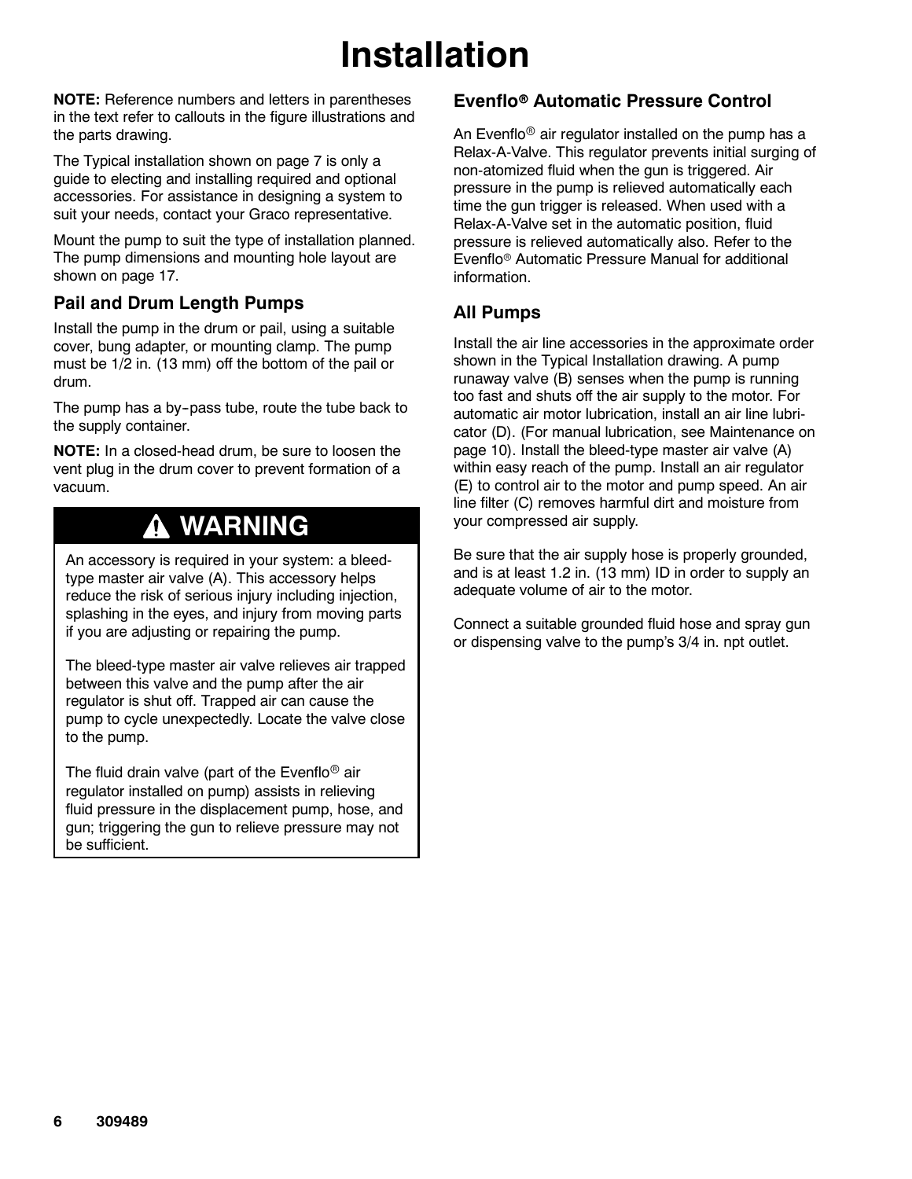// Installation

**NOTE:** Reference numbers and letters in parentheses in the text refer to callouts in the figure illustrations and the parts drawing.

The Typical installation shown on page 7 is only a guide to electing and installing required and optional accessories. For assistance in designing a system to suit your needs, contact your Graco representative.

Mount the pump to suit the type of installation planned. The pump dimensions and mounting hole layout are shown on page 17.

## Pail and Drum Length Pumps

Install the pump in the drum or pail, using a suitable cover, bung adapter, or mounting clamp. The pump must be 1/2 in. (13 mm) off the bottom of the pail or drum.

The pump has a by-pass tube, route the tube back to the supply container.

**NOTE:** In a closed-head drum, be sure to loosen the vent plug in the drum cover to prevent formation of a vacuum.

> **⚠ WARNING**
>
> An accessory is required in your system: a bleed-type master air valve (A). This accessory helps reduce the risk of serious injury including injection, splashing in the eyes, and injury from moving parts if you are adjusting or repairing the pump.
>
> The bleed-type master air valve relieves air trapped between this valve and the pump after the air regulator is shut off. Trapped air can cause the pump to cycle unexpectedly. Locate the valve close to the pump.
>
> The fluid drain valve (part of the Evenflo® air regulator installed on pump) assists in relieving fluid pressure in the displacement pump, hose, and gun; triggering the gun to relieve pressure may not be sufficient.

## Evenflo® Automatic Pressure Control

An Evenflo® air regulator installed on the pump has a Relax-A-Valve. This regulator prevents initial surging of non-atomized fluid when the gun is triggered. Air pressure in the pump is relieved automatically each time the gun trigger is released. When used with a Relax-A-Valve set in the automatic position, fluid pressure is relieved automatically also. Refer to the Evenflo® Automatic Pressure Manual for additional information.

## All Pumps

Install the air line accessories in the approximate order shown in the Typical Installation drawing. A pump runaway valve (B) senses when the pump is running too fast and shuts off the air supply to the motor. For automatic air motor lubrication, install an air line lubricator (D). (For manual lubrication, see Maintenance on page 10). Install the bleed-type master air valve (A) within easy reach of the pump. Install an air regulator (E) to control air to the motor and pump speed. An air line filter (C) removes harmful dirt and moisture from your compressed air supply.

Be sure that the air supply hose is properly grounded, and is at least 1.2 in. (13 mm) ID in order to supply an adequate volume of air to the motor.

Connect a suitable grounded fluid hose and spray gun or dispensing valve to the pump's 3/4 in. npt outlet.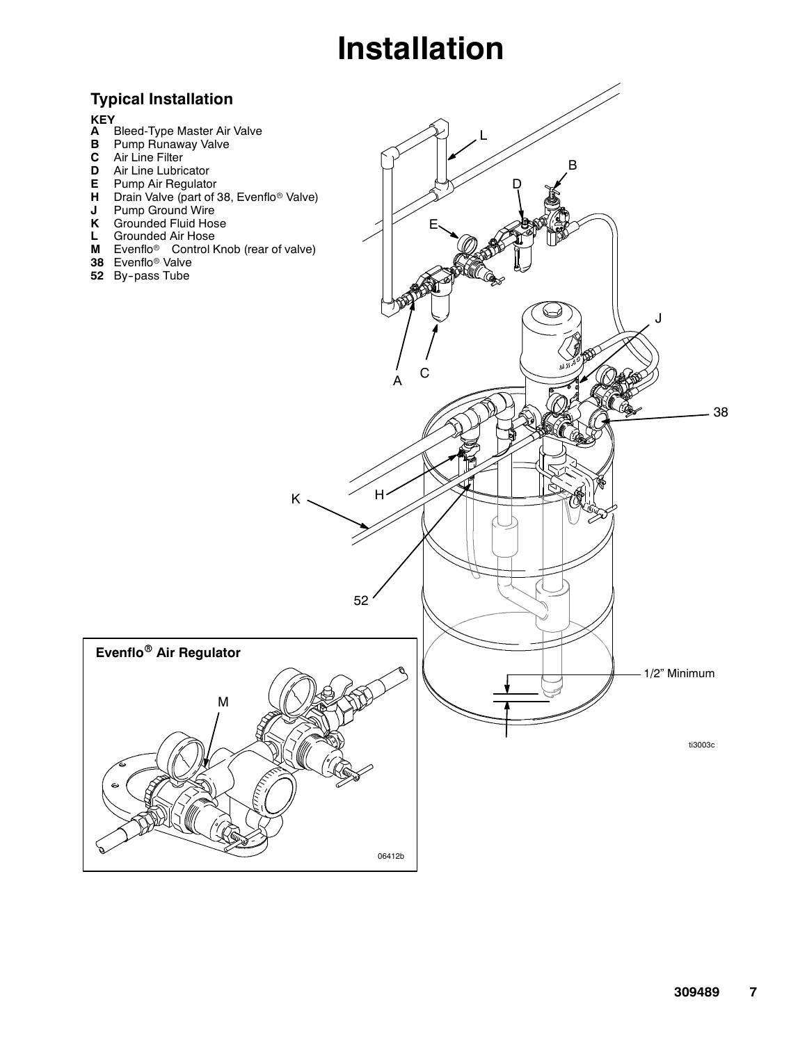# Installation

## Typical Installation

**KEY**

- **A** Bleed-Type Master Air Valve
- **B** Pump Runaway Valve
- **C** Air Line Filter
- **D** Air Line Lubricator
- **E** Pump Air Regulator
- **H** Drain Valve (part of 38, Evenflo® Valve)
- **J** Pump Ground Wire
- **K** Grounded Fluid Hose
- **L** Grounded Air Hose
- **M** Evenflo® Control Knob (rear of valve)
- **38** Evenflo® Valve
- **52** By-pass Tube

1/2" Minimum

ti3003c

**Evenflo® Air Regulator**

06412b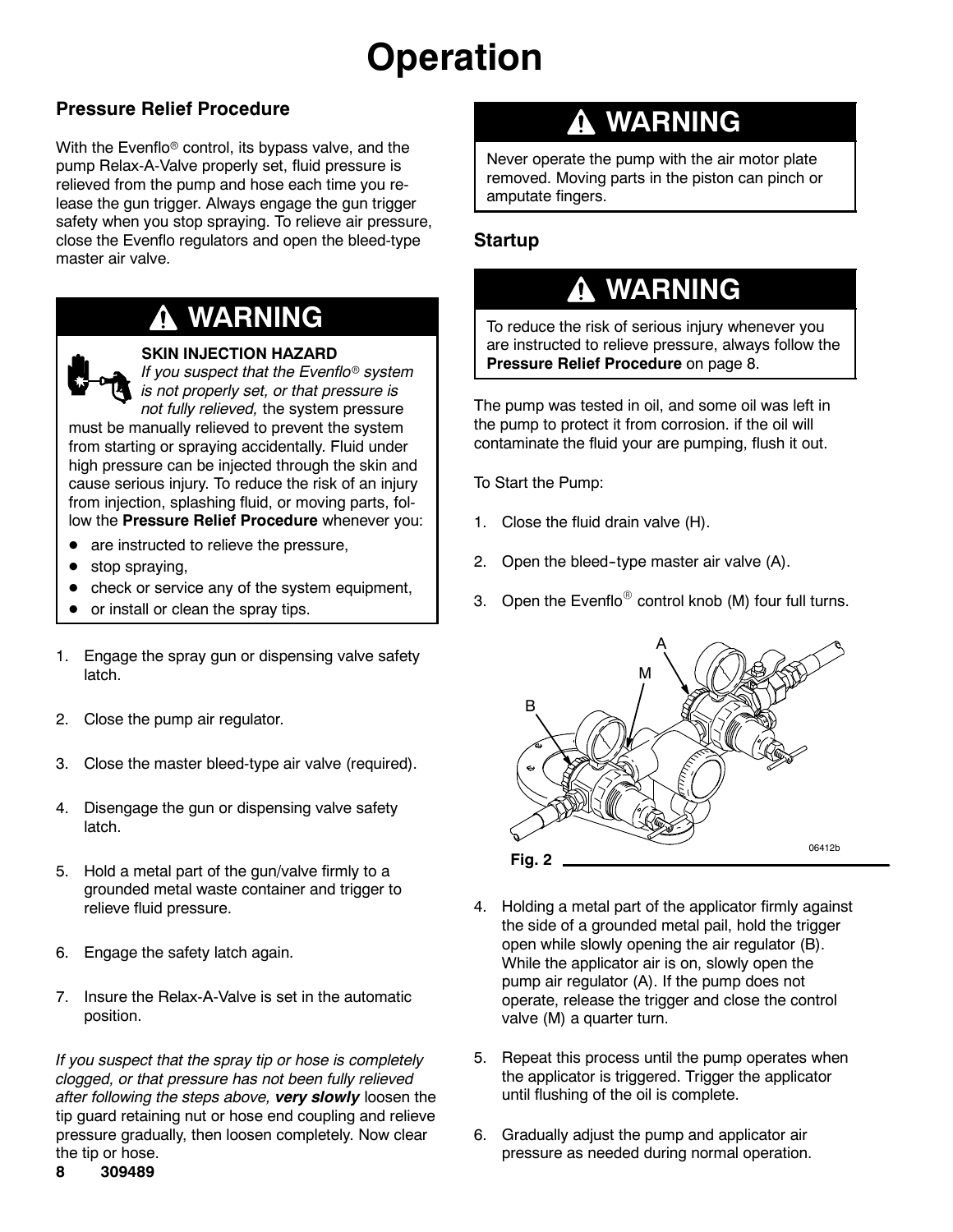# Operation

## Pressure Relief Procedure

With the Evenflo® control, its bypass valve, and the pump Relax-A-Valve properly set, fluid pressure is relieved from the pump and hose each time you release the gun trigger. Always engage the gun trigger safety when you stop spraying. To relieve air pressure, close the Evenflo regulators and open the bleed-type master air valve.

### ⚠ WARNING

**SKIN INJECTION HAZARD**

*If you suspect that the Evenflo® system is not properly set, or that pressure is not fully relieved,* the system pressure must be manually relieved to prevent the system from starting or spraying accidentally. Fluid under high pressure can be injected through the skin and cause serious injury. To reduce the risk of an injury from injection, splashing fluid, or moving parts, follow the **Pressure Relief Procedure** whenever you:

- are instructed to relieve the pressure,
- stop spraying,
- check or service any of the system equipment,
- or install or clean the spray tips.

1. Engage the spray gun or dispensing valve safety latch.
2. Close the pump air regulator.
3. Close the master bleed-type air valve (required).
4. Disengage the gun or dispensing valve safety latch.
5. Hold a metal part of the gun/valve firmly to a grounded metal waste container and trigger to relieve fluid pressure.
6. Engage the safety latch again.
7. Insure the Relax-A-Valve is set in the automatic position.

*If you suspect that the spray tip or hose is completely clogged, or that pressure has not been fully relieved after following the steps above,* ***very slowly*** loosen the tip guard retaining nut or hose end coupling and relieve pressure gradually, then loosen completely. Now clear the tip or hose.

### ⚠ WARNING

Never operate the pump with the air motor plate removed. Moving parts in the piston can pinch or amputate fingers.

## Startup

### ⚠ WARNING

To reduce the risk of serious injury whenever you are instructed to relieve pressure, always follow the **Pressure Relief Procedure** on page 8.

The pump was tested in oil, and some oil was left in the pump to protect it from corrosion. if the oil will contaminate the fluid your are pumping, flush it out.

To Start the Pump:

1. Close the fluid drain valve (H).
2. Open the bleed-type master air valve (A).
3. Open the Evenflo® control knob (M) four full turns.

Fig. 2

4. Holding a metal part of the applicator firmly against the side of a grounded metal pail, hold the trigger open while slowly opening the air regulator (B). While the applicator air is on, slowly open the pump air regulator (A). If the pump does not operate, release the trigger and close the control valve (M) a quarter turn.
5. Repeat this process until the pump operates when the applicator is triggered. Trigger the applicator until flushing of the oil is complete.
6. Gradually adjust the pump and applicator air pressure as needed during normal operation.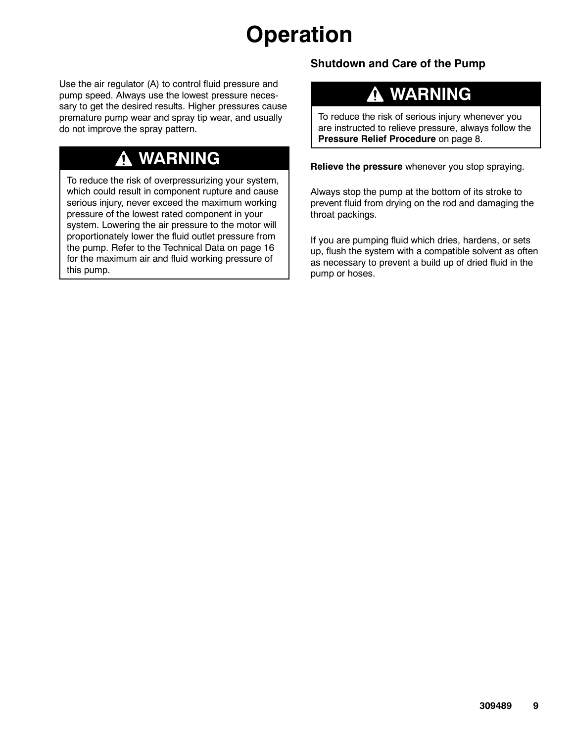# Operation

Use the air regulator (A) to control fluid pressure and pump speed. Always use the lowest pressure necessary to get the desired results. Higher pressures cause premature pump wear and spray tip wear, and usually do not improve the spray pattern.

> **⚠ WARNING**
>
> To reduce the risk of overpressurizing your system, which could result in component rupture and cause serious injury, never exceed the maximum working pressure of the lowest rated component in your system. Lowering the air pressure to the motor will proportionately lower the fluid outlet pressure from the pump. Refer to the Technical Data on page 16 for the maximum air and fluid working pressure of this pump.

## Shutdown and Care of the Pump

> **⚠ WARNING**
>
> To reduce the risk of serious injury whenever you are instructed to relieve pressure, always follow the **Pressure Relief Procedure** on page 8.

**Relieve the pressure** whenever you stop spraying.

Always stop the pump at the bottom of its stroke to prevent fluid from drying on the rod and damaging the throat packings.

If you are pumping fluid which dries, hardens, or sets up, flush the system with a compatible solvent as often as necessary to prevent a build up of dried fluid in the pump or hoses.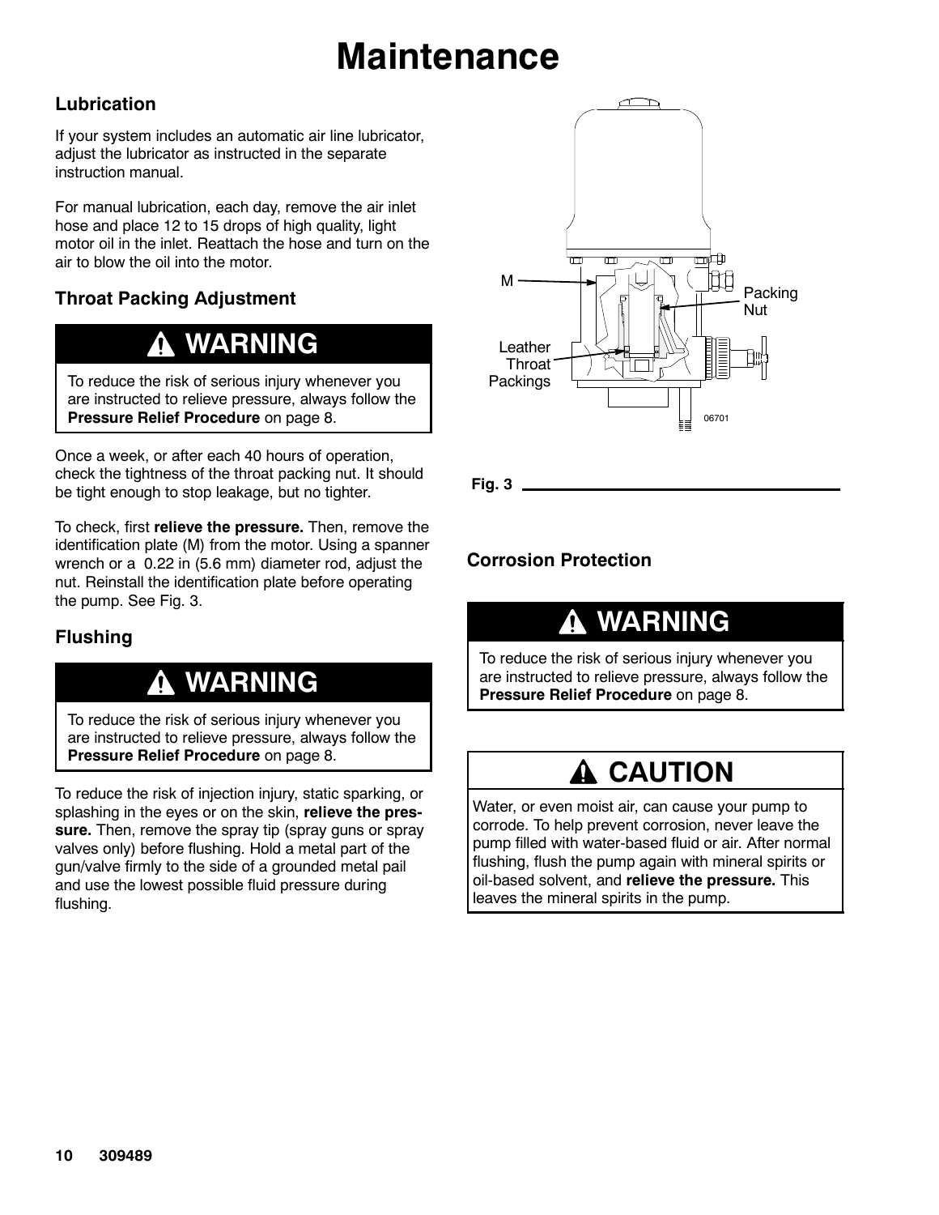# Maintenance

## Lubrication

If your system includes an automatic air line lubricator, adjust the lubricator as instructed in the separate instruction manual.

For manual lubrication, each day, remove the air inlet hose and place 12 to 15 drops of high quality, light motor oil in the inlet. Reattach the hose and turn on the air to blow the oil into the motor.

## Throat Packing Adjustment

> **⚠ WARNING**
>
> To reduce the risk of serious injury whenever you are instructed to relieve pressure, always follow the **Pressure Relief Procedure** on page 8.

Once a week, or after each 40 hours of operation, check the tightness of the throat packing nut. It should be tight enough to stop leakage, but no tighter.

To check, first **relieve the pressure.** Then, remove the identification plate (M) from the motor. Using a spanner wrench or a 0.22 in (5.6 mm) diameter rod, adjust the nut. Reinstall the identification plate before operating the pump. See Fig. 3.

M

Packing Nut

Leather Throat Packings

06701

Fig. 3

## Flushing

> **⚠ WARNING**
>
> To reduce the risk of serious injury whenever you are instructed to relieve pressure, always follow the **Pressure Relief Procedure** on page 8.

To reduce the risk of injection injury, static sparking, or splashing in the eyes or on the skin, **relieve the pressure.** Then, remove the spray tip (spray guns or spray valves only) before flushing. Hold a metal part of the gun/valve firmly to the side of a grounded metal pail and use the lowest possible fluid pressure during flushing.

## Corrosion Protection

> **⚠ WARNING**
>
> To reduce the risk of serious injury whenever you are instructed to relieve pressure, always follow the **Pressure Relief Procedure** on page 8.

> **⚠ CAUTION**
>
> Water, or even moist air, can cause your pump to corrode. To help prevent corrosion, never leave the pump filled with water-based fluid or air. After normal flushing, flush the pump again with mineral spirits or oil-based solvent, and **relieve the pressure.** This leaves the mineral spirits in the pump.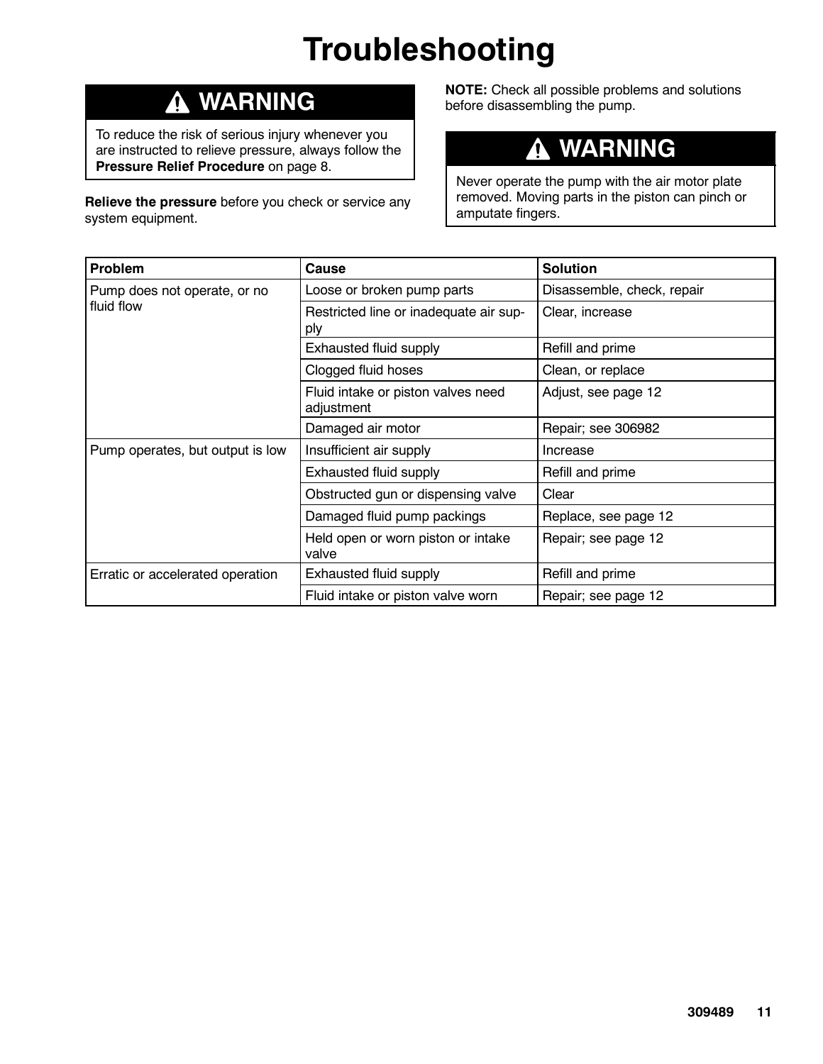# Troubleshooting

## ⚠ WARNING

To reduce the risk of serious injury whenever you are instructed to relieve pressure, always follow the **Pressure Relief Procedure** on page 8.

**Relieve the pressure** before you check or service any system equipment.

**NOTE:** Check all possible problems and solutions before disassembling the pump.

## ⚠ WARNING

Never operate the pump with the air motor plate removed. Moving parts in the piston can pinch or amputate fingers.

| Problem | Cause | Solution |
|---|---|---|
| Pump does not operate, or no fluid flow | Loose or broken pump parts | Disassemble, check, repair |
| | Restricted line or inadequate air supply | Clear, increase |
| | Exhausted fluid supply | Refill and prime |
| | Clogged fluid hoses | Clean, or replace |
| | Fluid intake or piston valves need adjustment | Adjust, see page 12 |
| | Damaged air motor | Repair; see 306982 |
| Pump operates, but output is low | Insufficient air supply | Increase |
| | Exhausted fluid supply | Refill and prime |
| | Obstructed gun or dispensing valve | Clear |
| | Damaged fluid pump packings | Replace, see page 12 |
| | Held open or worn piston or intake valve | Repair; see page 12 |
| Erratic or accelerated operation | Exhausted fluid supply | Refill and prime |
| | Fluid intake or piston valve worn | Repair; see page 12 |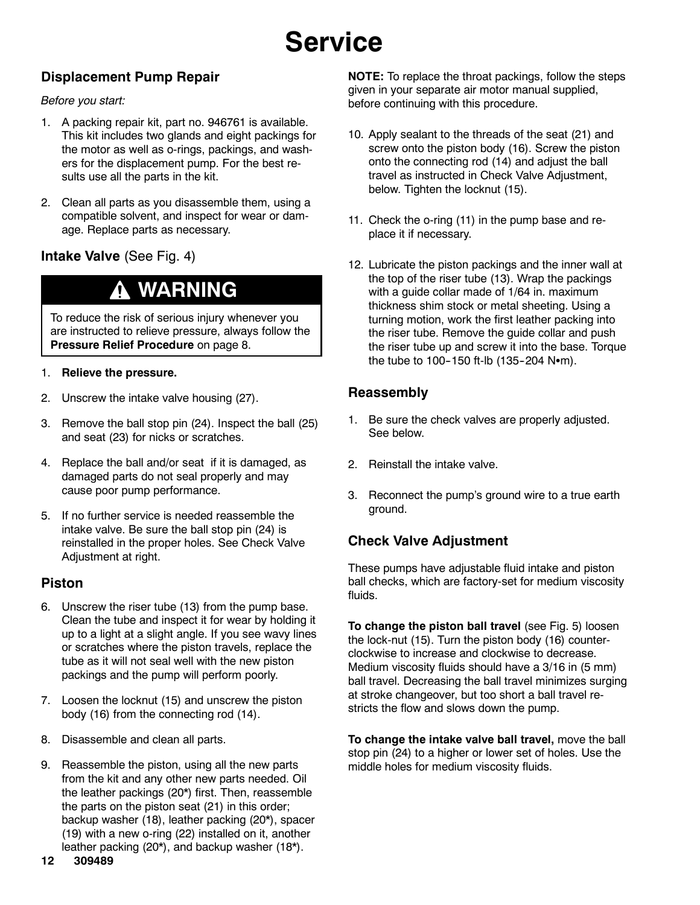# Service

## Displacement Pump Repair

*Before you start:*

1. A packing repair kit, part no. 946761 is available. This kit includes two glands and eight packings for the motor as well as o-rings, packings, and washers for the displacement pump. For the best results use all the parts in the kit.
2. Clean all parts as you disassemble them, using a compatible solvent, and inspect for wear or damage. Replace parts as necessary.

## Intake Valve (See Fig. 4)

> **⚠ WARNING**
>
> To reduce the risk of serious injury whenever you are instructed to relieve pressure, always follow the **Pressure Relief Procedure** on page 8.

1. **Relieve the pressure.**
2. Unscrew the intake valve housing (27).
3. Remove the ball stop pin (24). Inspect the ball (25) and seat (23) for nicks or scratches.
4. Replace the ball and/or seat if it is damaged, as damaged parts do not seal properly and may cause poor pump performance.
5. If no further service is needed reassemble the intake valve. Be sure the ball stop pin (24) is reinstalled in the proper holes. See Check Valve Adjustment at right.

## Piston

6. Unscrew the riser tube (13) from the pump base. Clean the tube and inspect it for wear by holding it up to a light at a slight angle. If you see wavy lines or scratches where the piston travels, replace the tube as it will not seal well with the new piston packings and the pump will perform poorly.
7. Loosen the locknut (15) and unscrew the piston body (16) from the connecting rod (14).
8. Disassemble and clean all parts.
9. Reassemble the piston, using all the new parts from the kit and any other new parts needed. Oil the leather packings (20*) first. Then, reassemble the parts on the piston seat (21) in this order; backup washer (18), leather packing (20*), spacer (19) with a new o-ring (22) installed on it, another leather packing (20*), and backup washer (18*).

**NOTE:** To replace the throat packings, follow the steps given in your separate air motor manual supplied, before continuing with this procedure.

10. Apply sealant to the threads of the seat (21) and screw onto the piston body (16). Screw the piston onto the connecting rod (14) and adjust the ball travel as instructed in Check Valve Adjustment, below. Tighten the locknut (15).
11. Check the o-ring (11) in the pump base and replace it if necessary.
12. Lubricate the piston packings and the inner wall at the top of the riser tube (13). Wrap the packings with a guide collar made of 1/64 in. maximum thickness shim stock or metal sheeting. Using a turning motion, work the first leather packing into the riser tube. Remove the guide collar and push the riser tube up and screw it into the base. Torque the tube to 100–150 ft-lb (135–204 N•m).

## Reassembly

1. Be sure the check valves are properly adjusted. See below.
2. Reinstall the intake valve.
3. Reconnect the pump's ground wire to a true earth ground.

## Check Valve Adjustment

These pumps have adjustable fluid intake and piston ball checks, which are factory-set for medium viscosity fluids.

**To change the piston ball travel** (see Fig. 5) loosen the lock-nut (15). Turn the piston body (16) counterclockwise to increase and clockwise to decrease. Medium viscosity fluids should have a 3/16 in (5 mm) ball travel. Decreasing the ball travel minimizes surging at stroke changeover, but too short a ball travel restricts the flow and slows down the pump.

**To change the intake valve ball travel,** move the ball stop pin (24) to a higher or lower set of holes. Use the middle holes for medium viscosity fluids.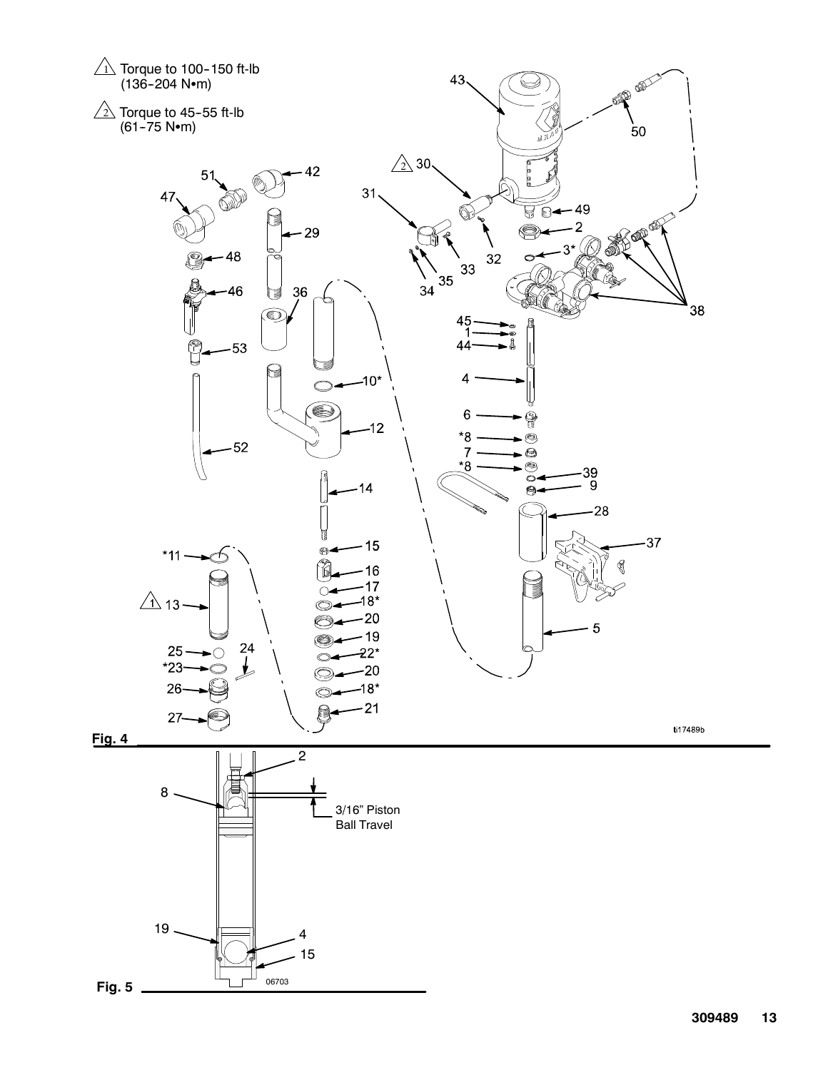1 Torque to 100-150 ft-lb (136-204 N•m)

2 Torque to 45-55 ft-lb (61-75 N•m)

Fig. 4

Fig. 5

3/16" Piston Ball Travel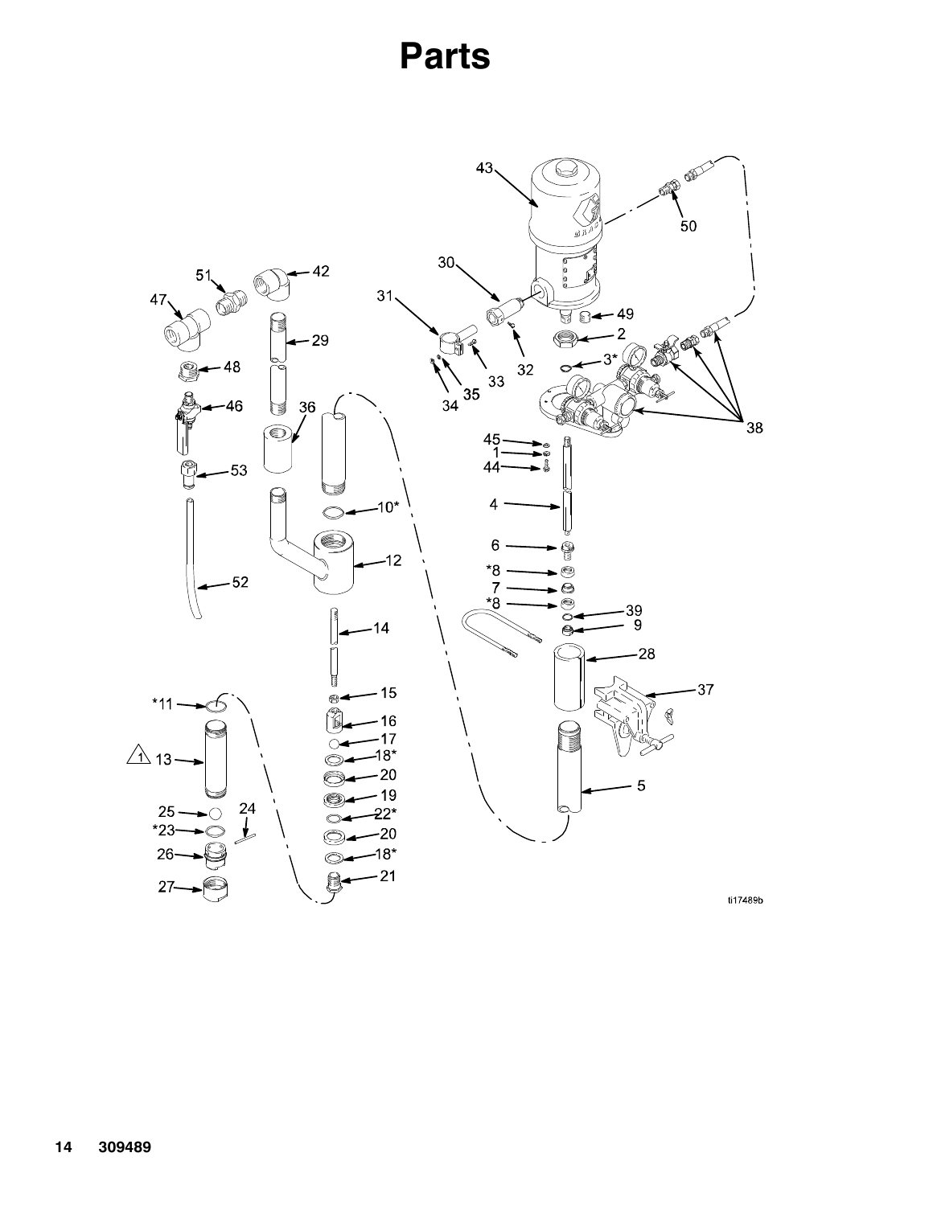# Parts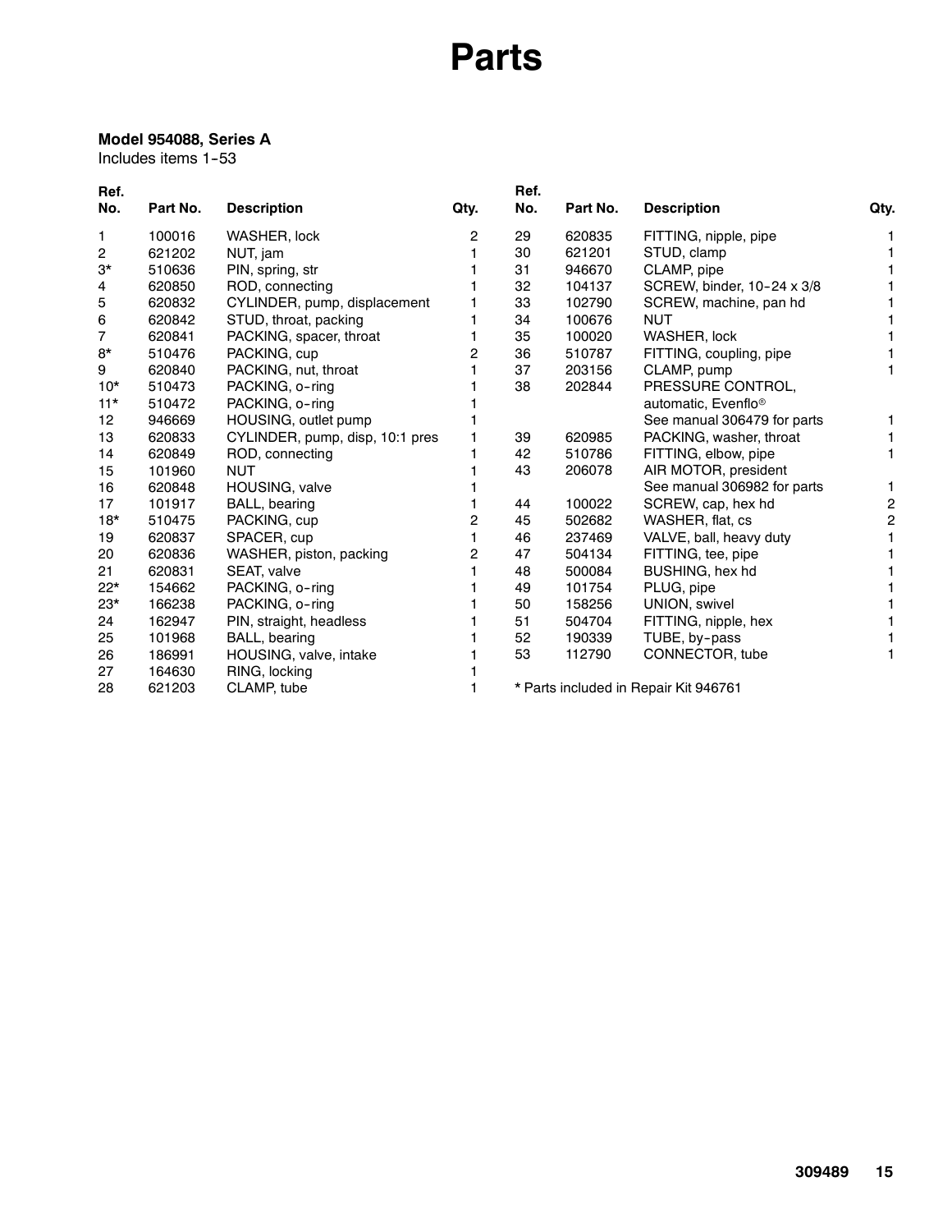# Parts

**Model 954088, Series A**
Includes items 1-53

| Ref. No. | Part No. | Description | Qty. |
|---|---|---|---|
| 1 | 100016 | WASHER, lock | 2 |
| 2 | 621202 | NUT, jam | 1 |
| 3* | 510636 | PIN, spring, str | 1 |
| 4 | 620850 | ROD, connecting | 1 |
| 5 | 620832 | CYLINDER, pump, displacement | 1 |
| 6 | 620842 | STUD, throat, packing | 1 |
| 7 | 620841 | PACKING, spacer, throat | 1 |
| 8* | 510476 | PACKING, cup | 2 |
| 9 | 620840 | PACKING, nut, throat | 1 |
| 10* | 510473 | PACKING, o-ring | 1 |
| 11* | 510472 | PACKING, o-ring | 1 |
| 12 | 946669 | HOUSING, outlet pump | 1 |
| 13 | 620833 | CYLINDER, pump, disp, 10:1 pres | 1 |
| 14 | 620849 | ROD, connecting | 1 |
| 15 | 101960 | NUT | 1 |
| 16 | 620848 | HOUSING, valve | 1 |
| 17 | 101917 | BALL, bearing | 1 |
| 18* | 510475 | PACKING, cup | 2 |
| 19 | 620837 | SPACER, cup | 1 |
| 20 | 620836 | WASHER, piston, packing | 2 |
| 21 | 620831 | SEAT, valve | 1 |
| 22* | 154662 | PACKING, o-ring | 1 |
| 23* | 166238 | PACKING, o-ring | 1 |
| 24 | 162947 | PIN, straight, headless | 1 |
| 25 | 101968 | BALL, bearing | 1 |
| 26 | 186991 | HOUSING, valve, intake | 1 |
| 27 | 164630 | RING, locking | 1 |
| 28 | 621203 | CLAMP, tube | 1 |
| 29 | 620835 | FITTING, nipple, pipe | 1 |
| 30 | 621201 | STUD, clamp | 1 |
| 31 | 946670 | CLAMP, pipe | 1 |
| 32 | 104137 | SCREW, binder, 10-24 x 3/8 | 1 |
| 33 | 102790 | SCREW, machine, pan hd | 1 |
| 34 | 100676 | NUT | 1 |
| 35 | 100020 | WASHER, lock | 1 |
| 36 | 510787 | FITTING, coupling, pipe | 1 |
| 37 | 203156 | CLAMP, pump | 1 |
| 38 | 202844 | PRESSURE CONTROL, automatic, Evenflo® See manual 306479 for parts | 1 |
| 39 | 620985 | PACKING, washer, throat | 1 |
| 42 | 510786 | FITTING, elbow, pipe | 1 |
| 43 | 206078 | AIR MOTOR, president See manual 306982 for parts | 1 |
| 44 | 100022 | SCREW, cap, hex hd | 2 |
| 45 | 502682 | WASHER, flat, cs | 2 |
| 46 | 237469 | VALVE, ball, heavy duty | 1 |
| 47 | 504134 | FITTING, tee, pipe | 1 |
| 48 | 500084 | BUSHING, hex hd | 1 |
| 49 | 101754 | PLUG, pipe | 1 |
| 50 | 158256 | UNION, swivel | 1 |
| 51 | 504704 | FITTING, nipple, hex | 1 |
| 52 | 190339 | TUBE, by-pass | 1 |
| 53 | 112790 | CONNECTOR, tube | 1 |

* Parts included in Repair Kit 946761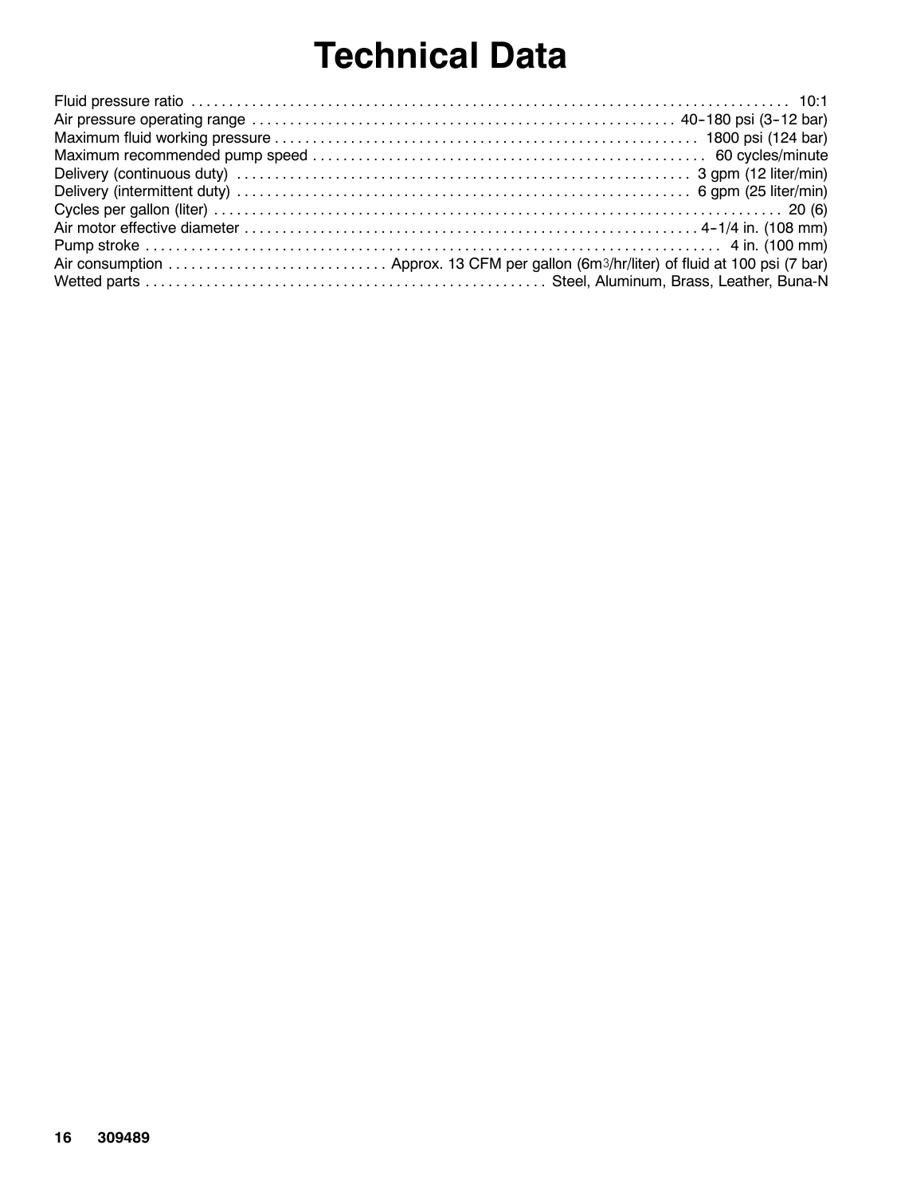# Technical Data

| | |
|---|---|
| Fluid pressure ratio | 10:1 |
| Air pressure operating range | 40–180 psi (3–12 bar) |
| Maximum fluid working pressure | 1800 psi (124 bar) |
| Maximum recommended pump speed | 60 cycles/minute |
| Delivery (continuous duty) | 3 gpm (12 liter/min) |
| Delivery (intermittent duty) | 6 gpm (25 liter/min) |
| Cycles per gallon (liter) | 20 (6) |
| Air motor effective diameter | 4–1/4 in. (108 mm) |
| Pump stroke | 4 in. (100 mm) |
| Air consumption | Approx. 13 CFM per gallon (6$m^3$/hr/liter) of fluid at 100 psi (7 bar) |
| Wetted parts | Steel, Aluminum, Brass, Leather, Buna-N |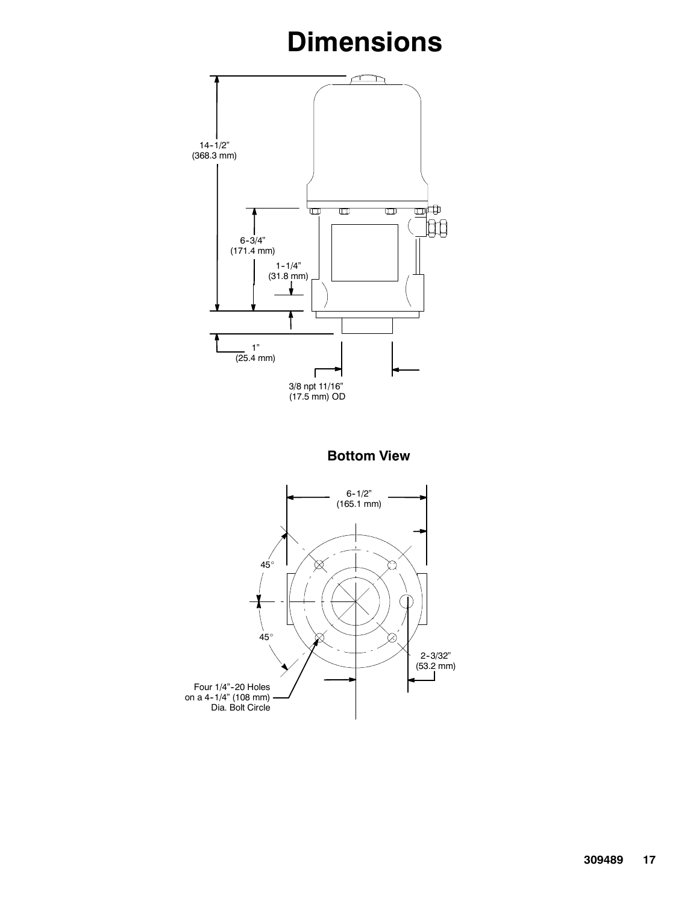# Dimensions

14-1/2"
(368.3 mm)

6-3/4"
(171.4 mm)

1-1/4"
(31.8 mm)

1"
(25.4 mm)

3/8 npt 11/16"
(17.5 mm) OD

**Bottom View**

6-1/2"
(165.1 mm)

45°

45°

2-3/32"
(53.2 mm)

Four 1/4"-20 Holes
on a 4-1/4" (108 mm)
Dia. Bolt Circle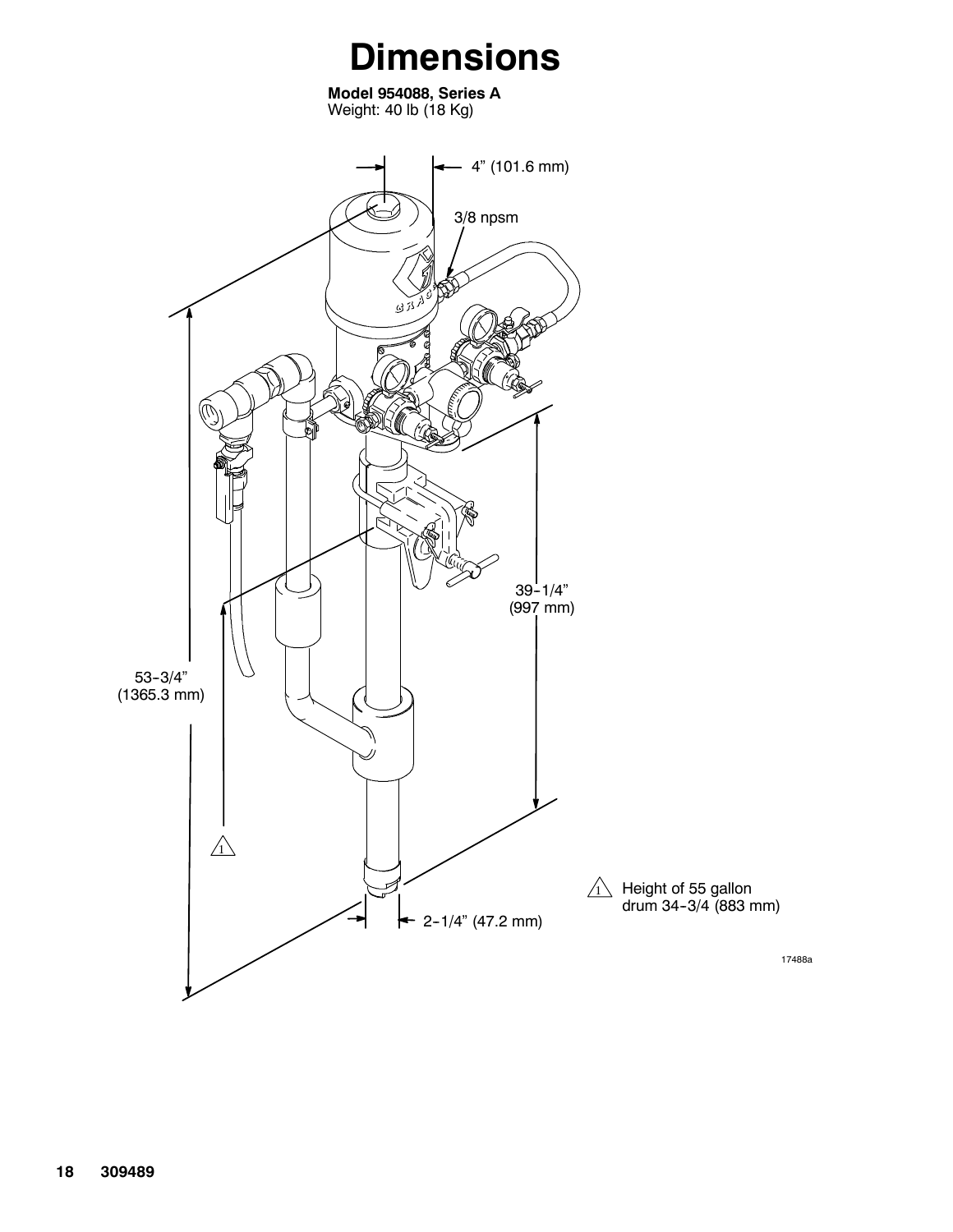# Dimensions

**Model 954088, Series A**
Weight: 40 lb (18 Kg)

4” (101.6 mm)

3/8 npsm

39-1/4” (997 mm)

53-3/4” (1365.3 mm)

2-1/4” (47.2 mm)

1 Height of 55 gallon drum 34-3/4 (883 mm)

17488a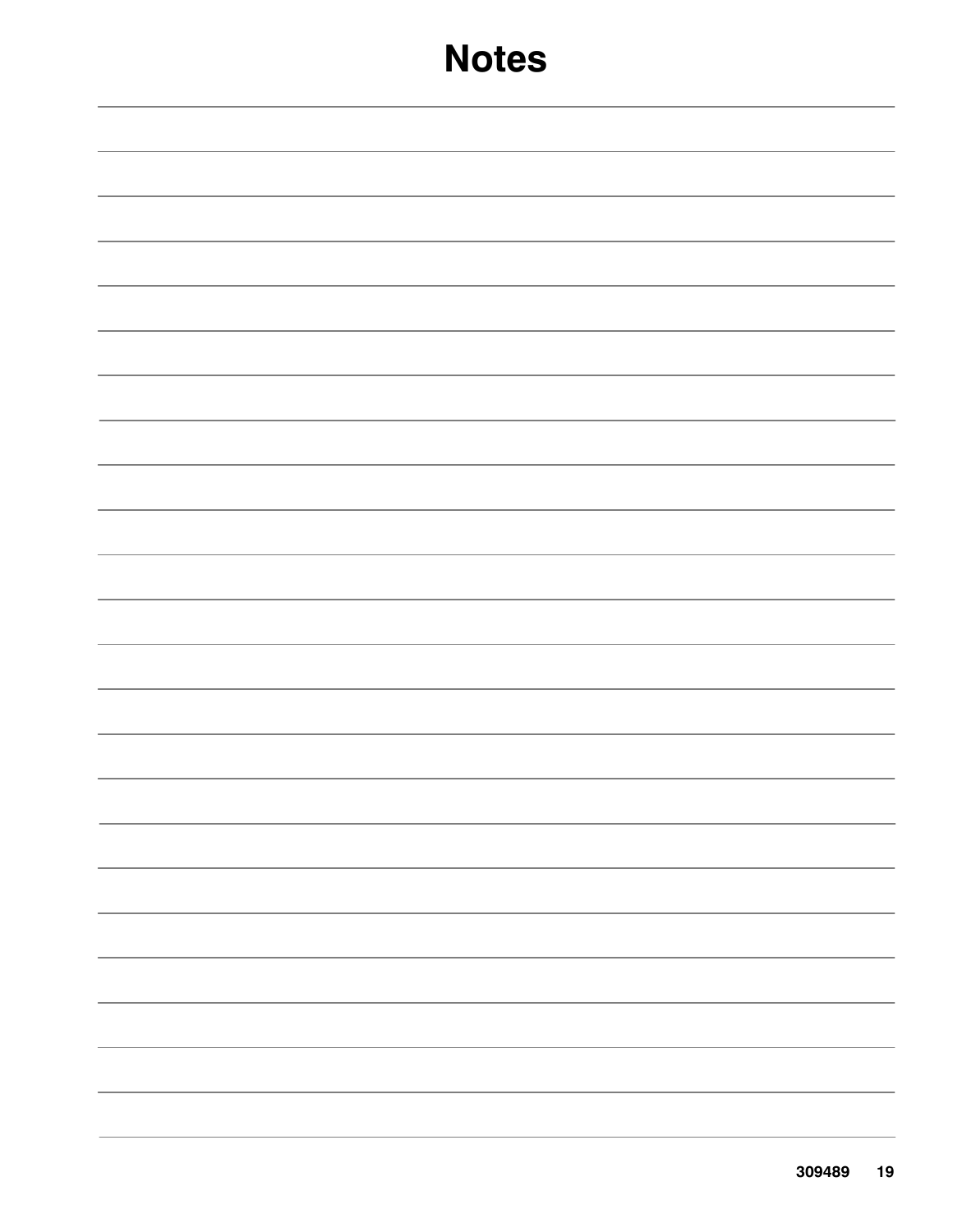# Notes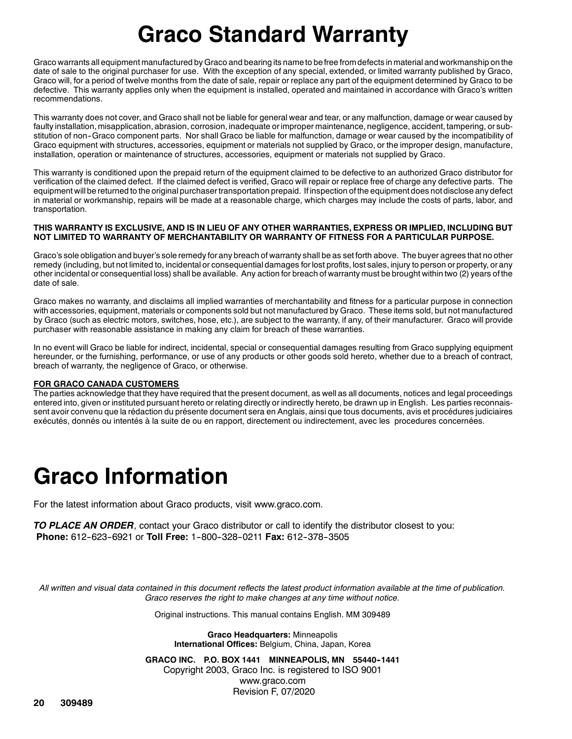# Graco Standard Warranty

Graco warrants all equipment manufactured by Graco and bearing its name to be free from defects in material and workmanship on the date of sale to the original purchaser for use. With the exception of any special, extended, or limited warranty published by Graco, Graco will, for a period of twelve months from the date of sale, repair or replace any part of the equipment determined by Graco to be defective. This warranty applies only when the equipment is installed, operated and maintained in accordance with Graco's written recommendations.

This warranty does not cover, and Graco shall not be liable for general wear and tear, or any malfunction, damage or wear caused by faulty installation, misapplication, abrasion, corrosion, inadequate or improper maintenance, negligence, accident, tampering, or substitution of non-Graco component parts. Nor shall Graco be liable for malfunction, damage or wear caused by the incompatibility of Graco equipment with structures, accessories, equipment or materials not supplied by Graco, or the improper design, manufacture, installation, operation or maintenance of structures, accessories, equipment or materials not supplied by Graco.

This warranty is conditioned upon the prepaid return of the equipment claimed to be defective to an authorized Graco distributor for verification of the claimed defect. If the claimed defect is verified, Graco will repair or replace free of charge any defective parts. The equipment will be returned to the original purchaser transportation prepaid. If inspection of the equipment does not disclose any defect in material or workmanship, repairs will be made at a reasonable charge, which charges may include the costs of parts, labor, and transportation.

**THIS WARRANTY IS EXCLUSIVE, AND IS IN LIEU OF ANY OTHER WARRANTIES, EXPRESS OR IMPLIED, INCLUDING BUT NOT LIMITED TO WARRANTY OF MERCHANTABILITY OR WARRANTY OF FITNESS FOR A PARTICULAR PURPOSE.**

Graco's sole obligation and buyer's sole remedy for any breach of warranty shall be as set forth above. The buyer agrees that no other remedy (including, but not limited to, incidental or consequential damages for lost profits, lost sales, injury to person or property, or any other incidental or consequential loss) shall be available. Any action for breach of warranty must be brought within two (2) years of the date of sale.

Graco makes no warranty, and disclaims all implied warranties of merchantability and fitness for a particular purpose in connection with accessories, equipment, materials or components sold but not manufactured by Graco. These items sold, but not manufactured by Graco (such as electric motors, switches, hose, etc.), are subject to the warranty, if any, of their manufacturer. Graco will provide purchaser with reasonable assistance in making any claim for breach of these warranties.

In no event will Graco be liable for indirect, incidental, special or consequential damages resulting from Graco supplying equipment hereunder, or the furnishing, performance, or use of any products or other goods sold hereto, whether due to a breach of contract, breach of warranty, the negligence of Graco, or otherwise.

**FOR GRACO CANADA CUSTOMERS**

The parties acknowledge that they have required that the present document, as well as all documents, notices and legal proceedings entered into, given or instituted pursuant hereto or relating directly or indirectly hereto, be drawn up in English. Les parties reconnaissent avoir convenu que la rédaction du présente document sera en Anglais, ainsi que tous documents, avis et procédures judiciaires exécutés, donnés ou intentés à la suite de ou en rapport, directement ou indirectement, avec les procedures concernées.

# Graco Information

For the latest information about Graco products, visit www.graco.com.

***TO PLACE AN ORDER***, contact your Graco distributor or call to identify the distributor closest to you:
**Phone:** 612-623-6921 or **Toll Free:** 1-800-328-0211 **Fax:** 612-378-3505

*All written and visual data contained in this document reflects the latest product information available at the time of publication. Graco reserves the right to make changes at any time without notice.*

Original instructions. This manual contains English. MM 309489

**Graco Headquarters:** Minneapolis
**International Offices:** Belgium, China, Japan, Korea

**GRACO INC. P.O. BOX 1441 MINNEAPOLIS, MN 55440-1441**
Copyright 2003, Graco Inc. is registered to ISO 9001
www.graco.com
Revision F, 07/2020